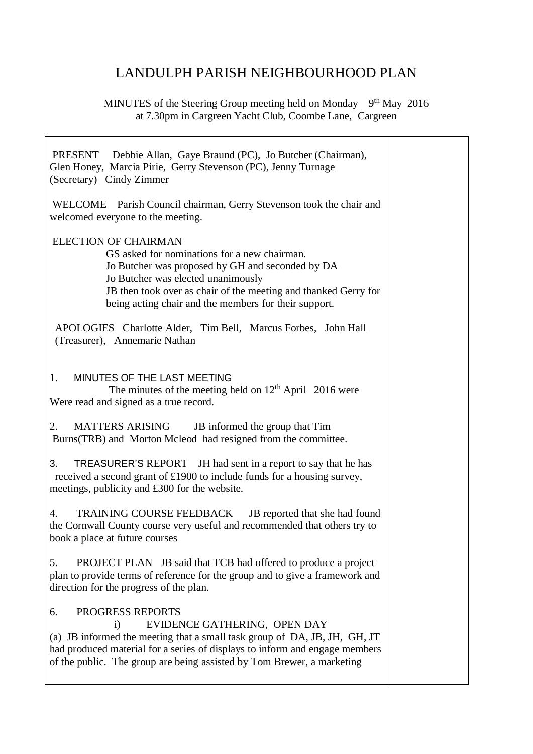# LANDULPH PARISH NEIGHBOURHOOD PLAN

MINUTES of the Steering Group meeting held on Monday 9th May 2016 at 7.30pm in Cargreen Yacht Club, Coombe Lane, Cargreen

PRESENT Debbie Allan, Gaye Braund (PC), Jo Butcher (Chairman), Glen Honey, Marcia Pirie, Gerry Stevenson (PC), Jenny Turnage (Secretary) Cindy Zimmer

WELCOME Parish Council chairman, Gerry Stevenson took the chair and welcomed everyone to the meeting.

ELECTION OF CHAIRMAN

GS asked for nominations for a new chairman.
Jo Butcher was proposed by GH and seconded by DA
Jo Butcher was elected unanimously
JB then took over as chair of the meeting and thanked Gerry for being acting chair and the members for their support.

APOLOGIES Charlotte Alder, Tim Bell, Marcus Forbes, John Hall (Treasurer), Annemarie Nathan

1. MINUTES OF THE LAST MEETING
The minutes of the meeting held on 12th April 2016 were Were read and signed as a true record.

2. MATTERS ARISING JB informed the group that Tim Burns(TRB) and Morton Mcleod had resigned from the committee.

3. TREASURER'S REPORT JH had sent in a report to say that he has received a second grant of £1900 to include funds for a housing survey, meetings, publicity and £300 for the website.

4. TRAINING COURSE FEEDBACK JB reported that she had found the Cornwall County course very useful and recommended that others try to book a place at future courses

5. PROJECT PLAN JB said that TCB had offered to produce a project plan to provide terms of reference for the group and to give a framework and direction for the progress of the plan.

6. PROGRESS REPORTS

i) EVIDENCE GATHERING, OPEN DAY

(a) JB informed the meeting that a small task group of DA, JB, JH, GH, JT had produced material for a series of displays to inform and engage members of the public. The group are being assisted by Tom Brewer, a marketing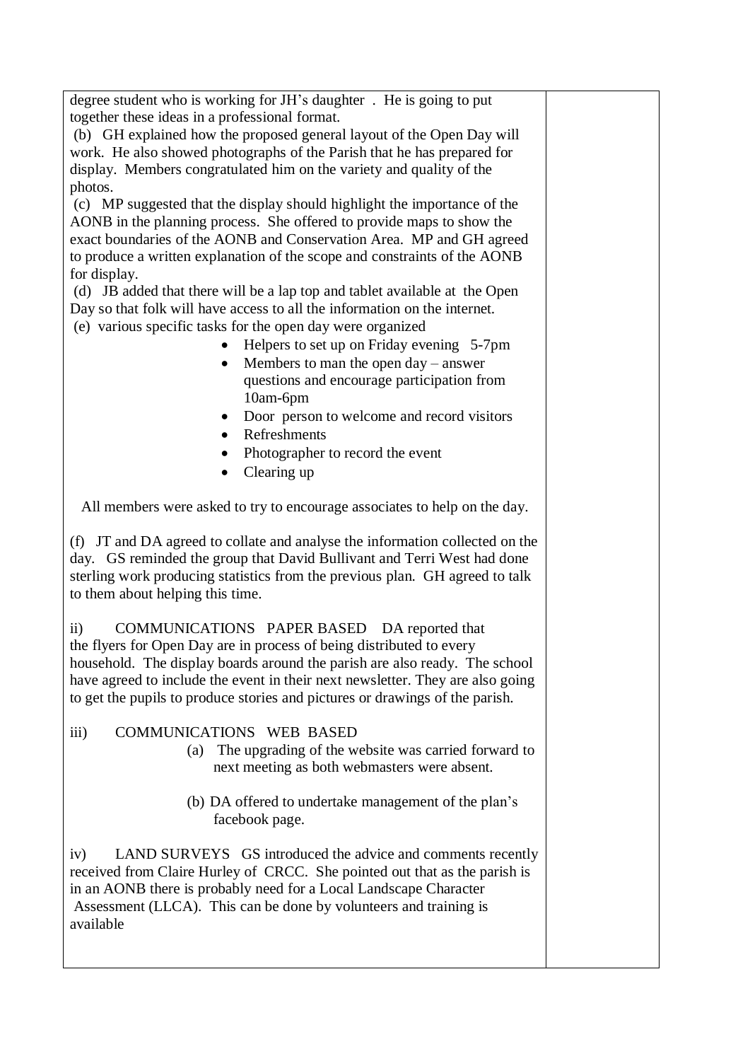degree student who is working for JH's daughter . He is going to put together these ideas in a professional format.

(b) GH explained how the proposed general layout of the Open Day will work. He also showed photographs of the Parish that he has prepared for display. Members congratulated him on the variety and quality of the photos.

(c) MP suggested that the display should highlight the importance of the AONB in the planning process. She offered to provide maps to show the exact boundaries of the AONB and Conservation Area. MP and GH agreed to produce a written explanation of the scope and constraints of the AONB for display.

(d) JB added that there will be a lap top and tablet available at the Open Day so that folk will have access to all the information on the internet.

(e) various specific tasks for the open day were organized

- Helpers to set up on Friday evening 5-7pm
- Members to man the open day – answer questions and encourage participation from 10am-6pm
- Door person to welcome and record visitors
- Refreshments
- Photographer to record the event
- Clearing up

All members were asked to try to encourage associates to help on the day.

(f) JT and DA agreed to collate and analyse the information collected on the day. GS reminded the group that David Bullivant and Terri West had done sterling work producing statistics from the previous plan. GH agreed to talk to them about helping this time.

ii) COMMUNICATIONS PAPER BASED DA reported that the flyers for Open Day are in process of being distributed to every household. The display boards around the parish are also ready. The school have agreed to include the event in their next newsletter. They are also going to get the pupils to produce stories and pictures or drawings of the parish.

iii) COMMUNICATIONS WEB BASED

(a) The upgrading of the website was carried forward to next meeting as both webmasters were absent.

(b) DA offered to undertake management of the plan's facebook page.

iv) LAND SURVEYS GS introduced the advice and comments recently received from Claire Hurley of CRCC. She pointed out that as the parish is in an AONB there is probably need for a Local Landscape Character Assessment (LLCA). This can be done by volunteers and training is available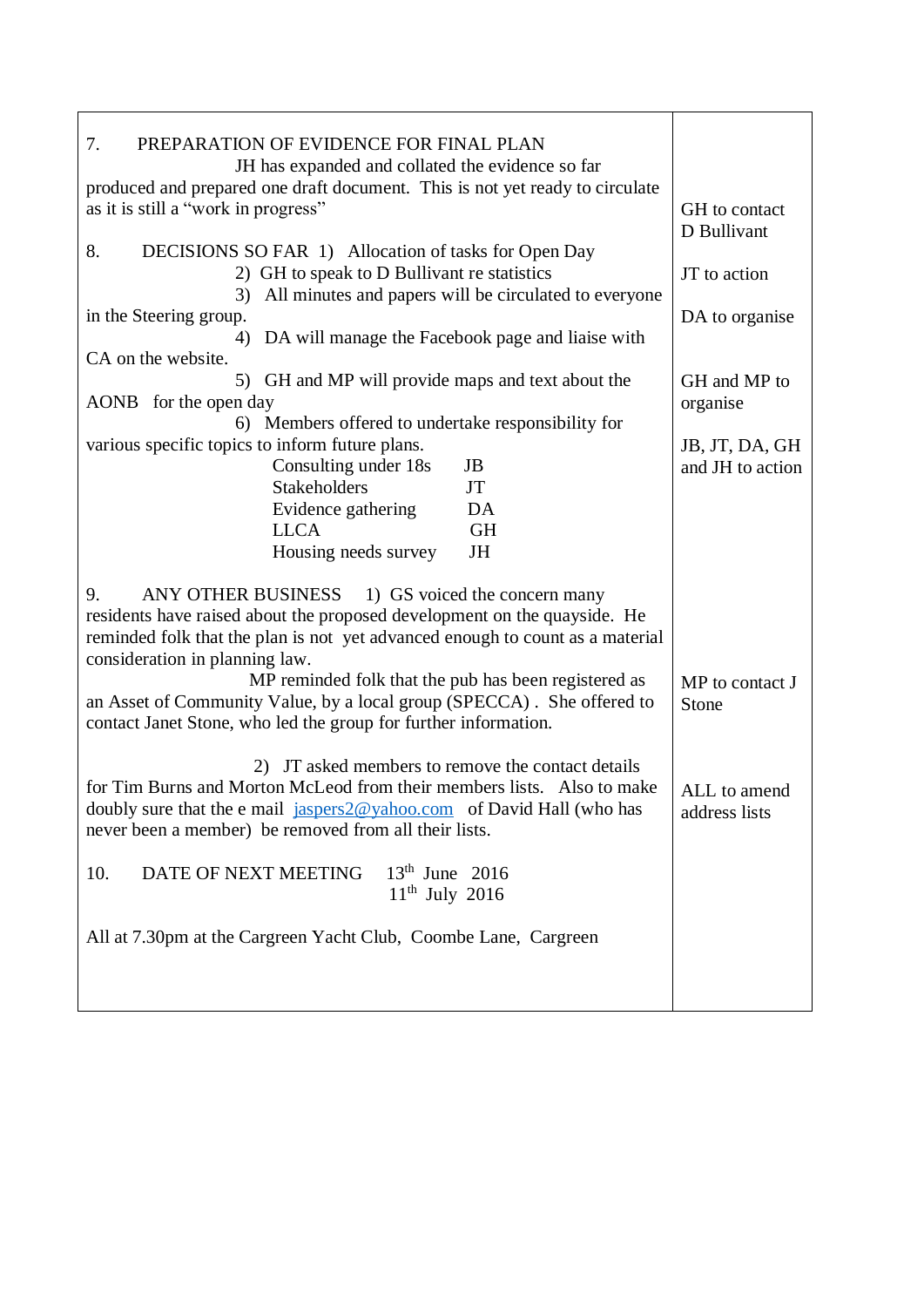| | |
|---|---|
| 7. PREPARATION OF EVIDENCE FOR FINAL PLAN<br>JH has expanded and collated the evidence so far produced and prepared one draft document. This is not yet ready to circulate as it is still a "work in progress" | |
| 8. DECISIONS SO FAR 1) Allocation of tasks for Open Day<br>2) GH to speak to D Bullivant re statistics | GH to contact D Bullivant |
| 3) All minutes and papers will be circulated to everyone in the Steering group. | JT to action |
| 4) DA will manage the Facebook page and liaise with CA on the website. | DA to organise |
| 5) GH and MP will provide maps and text about the AONB for the open day | GH and MP to organise |
| 6) Members offered to undertake responsibility for various specific topics to inform future plans.<br>Consulting under 18s JB<br>Stakeholders JT<br>Evidence gathering DA<br>LLCA GH<br>Housing needs survey JH | JB, JT, DA, GH and JH to action |
| 9. ANY OTHER BUSINESS 1) GS voiced the concern many residents have raised about the proposed development on the quayside. He reminded folk that the plan is not yet advanced enough to count as a material consideration in planning law. | |
| MP reminded folk that the pub has been registered as an Asset of Community Value, by a local group (SPECCA) . She offered to contact Janet Stone, who led the group for further information. | MP to contact J Stone |
| 2) JT asked members to remove the contact details for Tim Burns and Morton McLeod from their members lists. Also to make doubly sure that the e mail jaspers2@yahoo.com of David Hall (who has never been a member) be removed from all their lists. | ALL to amend address lists |
| 10. DATE OF NEXT MEETING 13th June 2016<br>11th July 2016<br><br>All at 7.30pm at the Cargreen Yacht Club, Coombe Lane, Cargreen | |